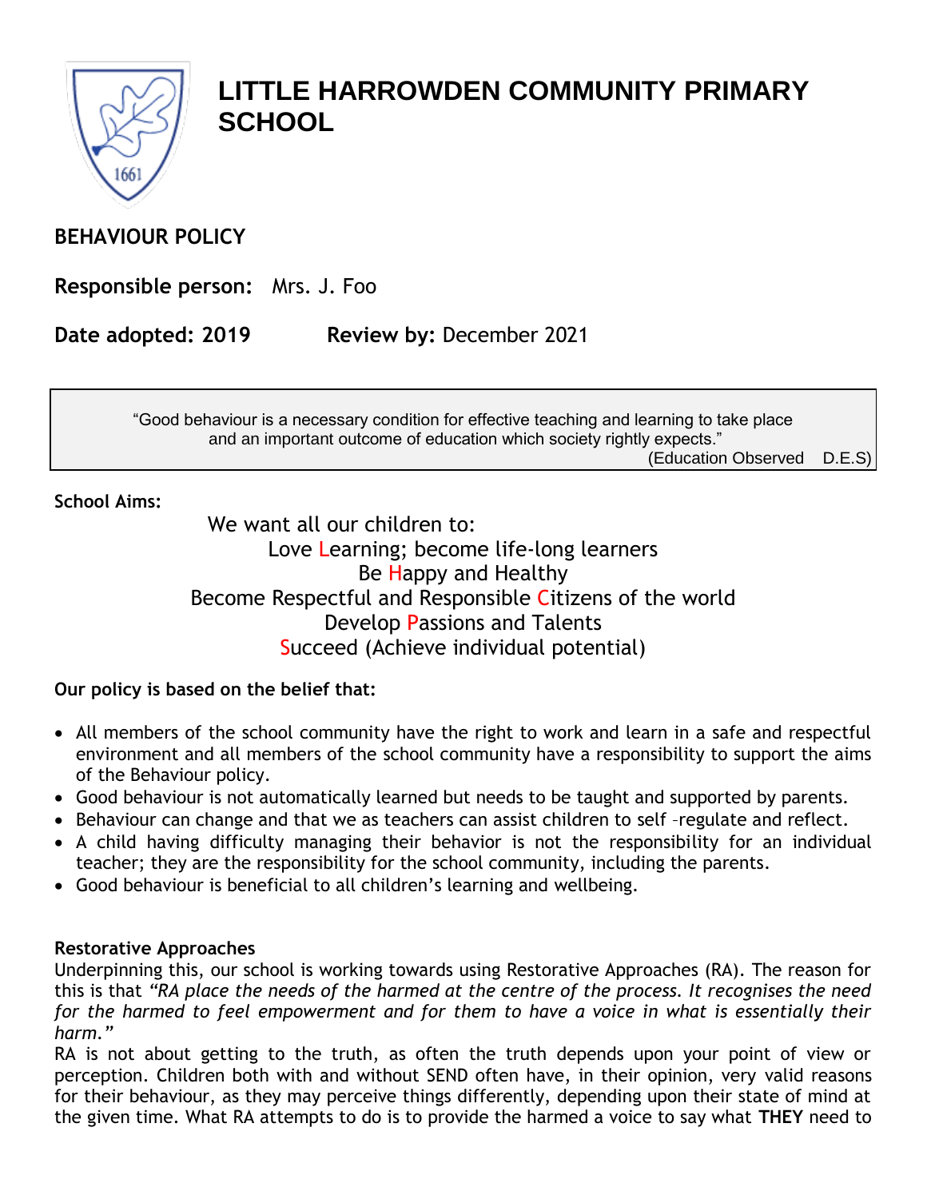# LITTLE HARROWDEN COMMUNITY PRIMARY SCHOOL

**BEHAVIOUR POLICY**

**Responsible person:** Mrs. J. Foo

**Date adopted: 2019** **Review by:** December 2021

> "Good behaviour is a necessary condition for effective teaching and learning to take place and an important outcome of education which society rightly expects."
>
> (Education Observed D.E.S)

**School Aims:**

We want all our children to:

Love Learning; become life-long learners

Be Happy and Healthy

Become Respectful and Responsible Citizens of the world

Develop Passions and Talents

Succeed (Achieve individual potential)

**Our policy is based on the belief that:**

- All members of the school community have the right to work and learn in a safe and respectful environment and all members of the school community have a responsibility to support the aims of the Behaviour policy.
- Good behaviour is not automatically learned but needs to be taught and supported by parents.
- Behaviour can change and that we as teachers can assist children to self –regulate and reflect.
- A child having difficulty managing their behavior is not the responsibility for an individual teacher; they are the responsibility for the school community, including the parents.
- Good behaviour is beneficial to all children's learning and wellbeing.

**Restorative Approaches**

Underpinning this, our school is working towards using Restorative Approaches (RA). The reason for this is that *"RA place the needs of the harmed at the centre of the process. It recognises the need for the harmed to feel empowerment and for them to have a voice in what is essentially their harm."*

RA is not about getting to the truth, as often the truth depends upon your point of view or perception. Children both with and without SEND often have, in their opinion, very valid reasons for their behaviour, as they may perceive things differently, depending upon their state of mind at the given time. What RA attempts to do is to provide the harmed a voice to say what **THEY** need to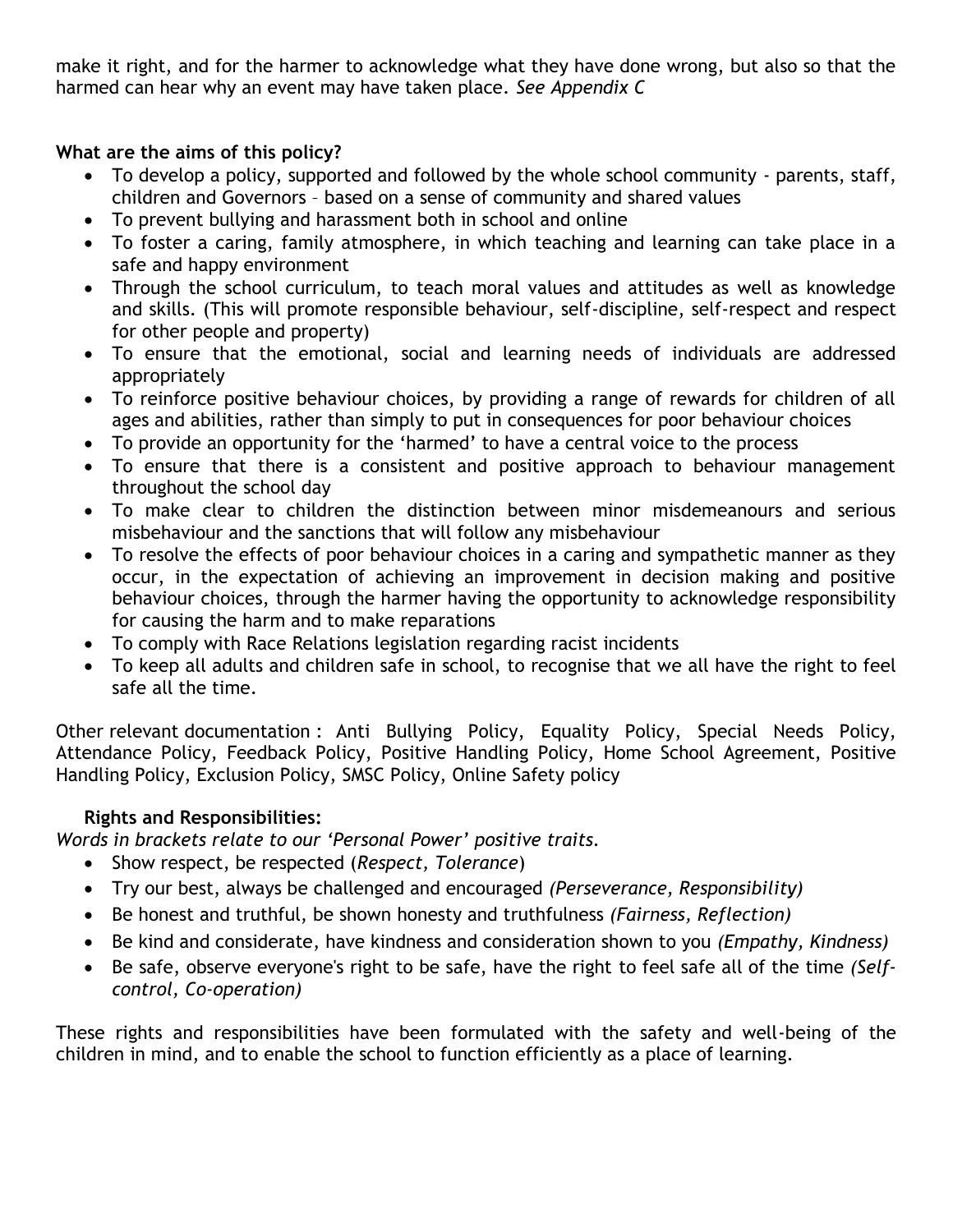make it right, and for the harmer to acknowledge what they have done wrong, but also so that the harmed can hear why an event may have taken place. *See Appendix C*

**What are the aims of this policy?**

- To develop a policy, supported and followed by the whole school community - parents, staff, children and Governors – based on a sense of community and shared values
- To prevent bullying and harassment both in school and online
- To foster a caring, family atmosphere, in which teaching and learning can take place in a safe and happy environment
- Through the school curriculum, to teach moral values and attitudes as well as knowledge and skills. (This will promote responsible behaviour, self-discipline, self-respect and respect for other people and property)
- To ensure that the emotional, social and learning needs of individuals are addressed appropriately
- To reinforce positive behaviour choices, by providing a range of rewards for children of all ages and abilities, rather than simply to put in consequences for poor behaviour choices
- To provide an opportunity for the 'harmed' to have a central voice to the process
- To ensure that there is a consistent and positive approach to behaviour management throughout the school day
- To make clear to children the distinction between minor misdemeanours and serious misbehaviour and the sanctions that will follow any misbehaviour
- To resolve the effects of poor behaviour choices in a caring and sympathetic manner as they occur, in the expectation of achieving an improvement in decision making and positive behaviour choices, through the harmer having the opportunity to acknowledge responsibility for causing the harm and to make reparations
- To comply with Race Relations legislation regarding racist incidents
- To keep all adults and children safe in school, to recognise that we all have the right to feel safe all the time.

Other relevant documentation : Anti Bullying Policy, Equality Policy, Special Needs Policy, Attendance Policy, Feedback Policy, Positive Handling Policy, Home School Agreement, Positive Handling Policy, Exclusion Policy, SMSC Policy, Online Safety policy

**Rights and Responsibilities:**

*Words in brackets relate to our 'Personal Power' positive traits.*

- Show respect, be respected (*Respect, Tolerance*)
- Try our best, always be challenged and encouraged *(Perseverance, Responsibility)*
- Be honest and truthful, be shown honesty and truthfulness *(Fairness, Reflection)*
- Be kind and considerate, have kindness and consideration shown to you *(Empathy, Kindness)*
- Be safe, observe everyone's right to be safe, have the right to feel safe all of the time *(Self-control, Co-operation)*

These rights and responsibilities have been formulated with the safety and well-being of the children in mind, and to enable the school to function efficiently as a place of learning.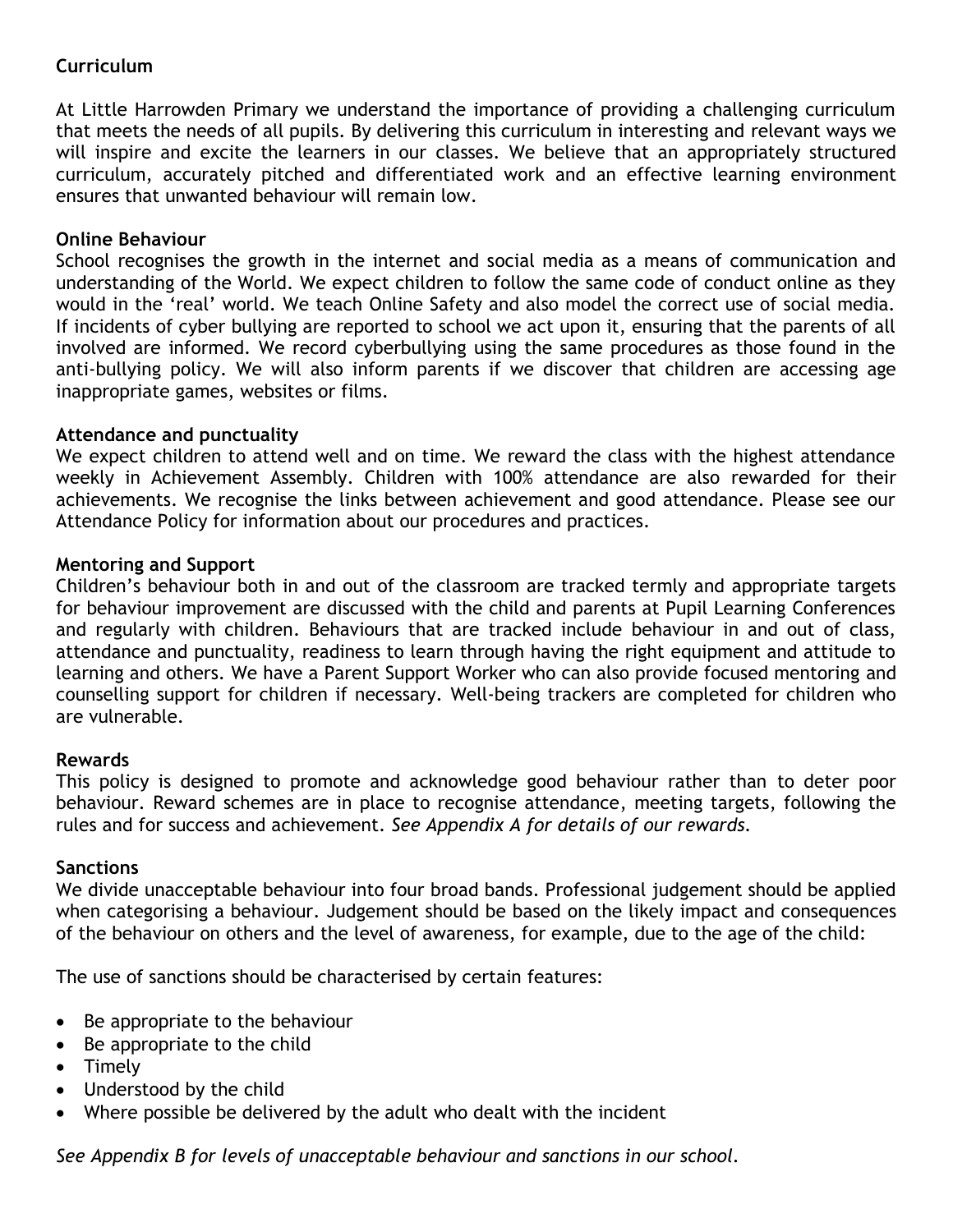**Curriculum**

At Little Harrowden Primary we understand the importance of providing a challenging curriculum that meets the needs of all pupils. By delivering this curriculum in interesting and relevant ways we will inspire and excite the learners in our classes. We believe that an appropriately structured curriculum, accurately pitched and differentiated work and an effective learning environment ensures that unwanted behaviour will remain low.

**Online Behaviour**

School recognises the growth in the internet and social media as a means of communication and understanding of the World. We expect children to follow the same code of conduct online as they would in the 'real' world. We teach Online Safety and also model the correct use of social media. If incidents of cyber bullying are reported to school we act upon it, ensuring that the parents of all involved are informed. We record cyberbullying using the same procedures as those found in the anti-bullying policy. We will also inform parents if we discover that children are accessing age inappropriate games, websites or films.

**Attendance and punctuality**

We expect children to attend well and on time. We reward the class with the highest attendance weekly in Achievement Assembly. Children with 100% attendance are also rewarded for their achievements. We recognise the links between achievement and good attendance. Please see our Attendance Policy for information about our procedures and practices.

**Mentoring and Support**

Children's behaviour both in and out of the classroom are tracked termly and appropriate targets for behaviour improvement are discussed with the child and parents at Pupil Learning Conferences and regularly with children. Behaviours that are tracked include behaviour in and out of class, attendance and punctuality, readiness to learn through having the right equipment and attitude to learning and others. We have a Parent Support Worker who can also provide focused mentoring and counselling support for children if necessary. Well-being trackers are completed for children who are vulnerable.

**Rewards**

This policy is designed to promote and acknowledge good behaviour rather than to deter poor behaviour. Reward schemes are in place to recognise attendance, meeting targets, following the rules and for success and achievement. *See Appendix A for details of our rewards.*

**Sanctions**

We divide unacceptable behaviour into four broad bands. Professional judgement should be applied when categorising a behaviour. Judgement should be based on the likely impact and consequences of the behaviour on others and the level of awareness, for example, due to the age of the child:

The use of sanctions should be characterised by certain features:

- Be appropriate to the behaviour
- Be appropriate to the child
- Timely
- Understood by the child
- Where possible be delivered by the adult who dealt with the incident

*See Appendix B for levels of unacceptable behaviour and sanctions in our school.*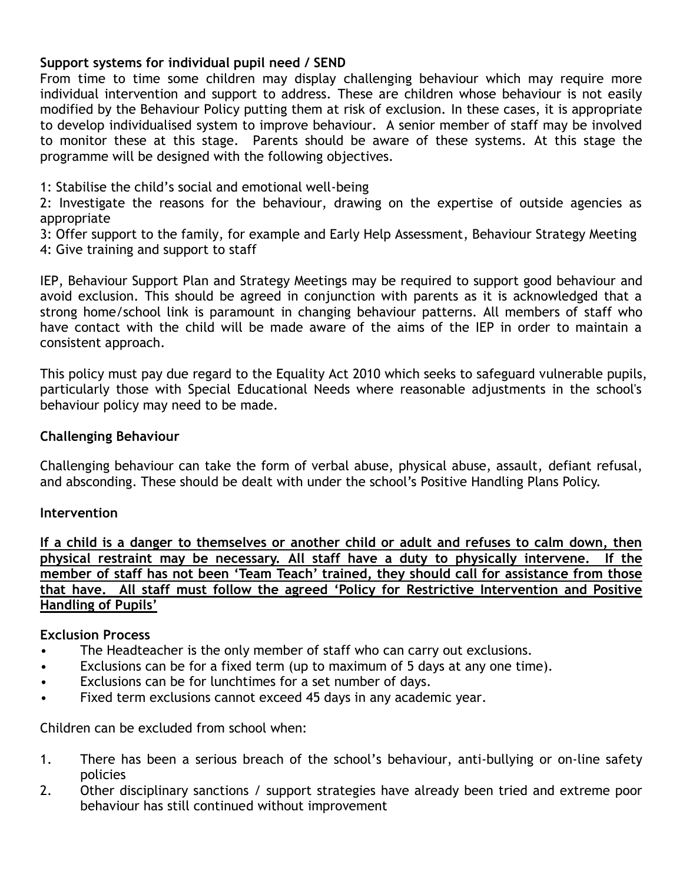**Support systems for individual pupil need / SEND**

From time to time some children may display challenging behaviour which may require more individual intervention and support to address. These are children whose behaviour is not easily modified by the Behaviour Policy putting them at risk of exclusion. In these cases, it is appropriate to develop individualised system to improve behaviour. A senior member of staff may be involved to monitor these at this stage. Parents should be aware of these systems. At this stage the programme will be designed with the following objectives.

1: Stabilise the child's social and emotional well-being

2: Investigate the reasons for the behaviour, drawing on the expertise of outside agencies as appropriate

3: Offer support to the family, for example and Early Help Assessment, Behaviour Strategy Meeting

4: Give training and support to staff

IEP, Behaviour Support Plan and Strategy Meetings may be required to support good behaviour and avoid exclusion. This should be agreed in conjunction with parents as it is acknowledged that a strong home/school link is paramount in changing behaviour patterns. All members of staff who have contact with the child will be made aware of the aims of the IEP in order to maintain a consistent approach.

This policy must pay due regard to the Equality Act 2010 which seeks to safeguard vulnerable pupils, particularly those with Special Educational Needs where reasonable adjustments in the school's behaviour policy may need to be made.

**Challenging Behaviour**

Challenging behaviour can take the form of verbal abuse, physical abuse, assault, defiant refusal, and absconding. These should be dealt with under the school's Positive Handling Plans Policy.

**Intervention**

**If a child is a danger to themselves or another child or adult and refuses to calm down, then physical restraint may be necessary. All staff have a duty to physically intervene. If the member of staff has not been 'Team Teach' trained, they should call for assistance from those that have. All staff must follow the agreed 'Policy for Restrictive Intervention and Positive Handling of Pupils'**

**Exclusion Process**

- The Headteacher is the only member of staff who can carry out exclusions.
- Exclusions can be for a fixed term (up to maximum of 5 days at any one time).
- Exclusions can be for lunchtimes for a set number of days.
- Fixed term exclusions cannot exceed 45 days in any academic year.

Children can be excluded from school when:

1. There has been a serious breach of the school's behaviour, anti-bullying or on-line safety policies
2. Other disciplinary sanctions / support strategies have already been tried and extreme poor behaviour has still continued without improvement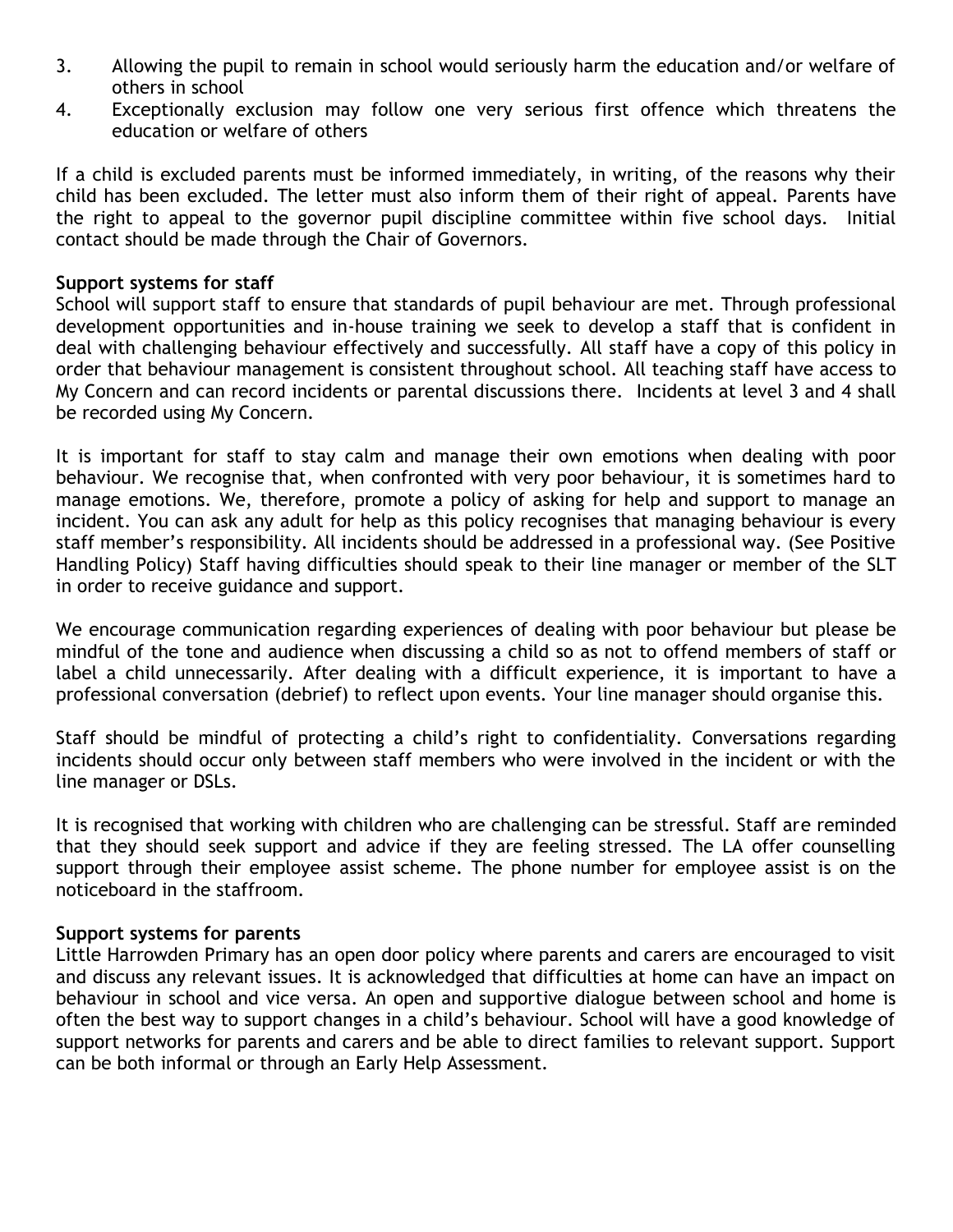3. Allowing the pupil to remain in school would seriously harm the education and/or welfare of others in school
4. Exceptionally exclusion may follow one very serious first offence which threatens the education or welfare of others

If a child is excluded parents must be informed immediately, in writing, of the reasons why their child has been excluded. The letter must also inform them of their right of appeal. Parents have the right to appeal to the governor pupil discipline committee within five school days. Initial contact should be made through the Chair of Governors.

**Support systems for staff**

School will support staff to ensure that standards of pupil behaviour are met. Through professional development opportunities and in-house training we seek to develop a staff that is confident in deal with challenging behaviour effectively and successfully. All staff have a copy of this policy in order that behaviour management is consistent throughout school. All teaching staff have access to My Concern and can record incidents or parental discussions there. Incidents at level 3 and 4 shall be recorded using My Concern.

It is important for staff to stay calm and manage their own emotions when dealing with poor behaviour. We recognise that, when confronted with very poor behaviour, it is sometimes hard to manage emotions. We, therefore, promote a policy of asking for help and support to manage an incident. You can ask any adult for help as this policy recognises that managing behaviour is every staff member's responsibility. All incidents should be addressed in a professional way. (See Positive Handling Policy) Staff having difficulties should speak to their line manager or member of the SLT in order to receive guidance and support.

We encourage communication regarding experiences of dealing with poor behaviour but please be mindful of the tone and audience when discussing a child so as not to offend members of staff or label a child unnecessarily. After dealing with a difficult experience, it is important to have a professional conversation (debrief) to reflect upon events. Your line manager should organise this.

Staff should be mindful of protecting a child's right to confidentiality. Conversations regarding incidents should occur only between staff members who were involved in the incident or with the line manager or DSLs.

It is recognised that working with children who are challenging can be stressful. Staff are reminded that they should seek support and advice if they are feeling stressed. The LA offer counselling support through their employee assist scheme. The phone number for employee assist is on the noticeboard in the staffroom.

**Support systems for parents**

Little Harrowden Primary has an open door policy where parents and carers are encouraged to visit and discuss any relevant issues. It is acknowledged that difficulties at home can have an impact on behaviour in school and vice versa. An open and supportive dialogue between school and home is often the best way to support changes in a child's behaviour. School will have a good knowledge of support networks for parents and carers and be able to direct families to relevant support. Support can be both informal or through an Early Help Assessment.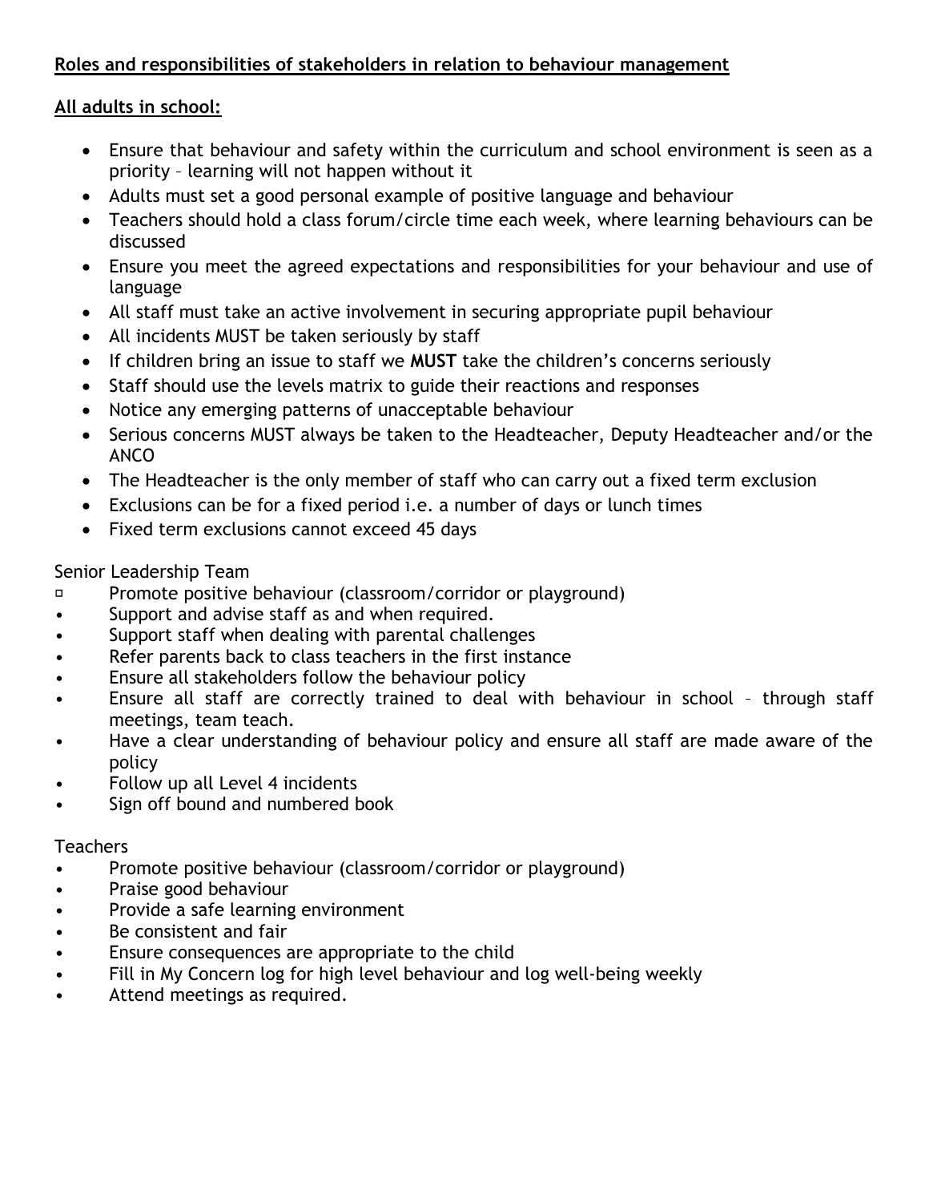**Roles and responsibilities of stakeholders in relation to behaviour management**

**All adults in school:**

- Ensure that behaviour and safety within the curriculum and school environment is seen as a priority – learning will not happen without it
- Adults must set a good personal example of positive language and behaviour
- Teachers should hold a class forum/circle time each week, where learning behaviours can be discussed
- Ensure you meet the agreed expectations and responsibilities for your behaviour and use of language
- All staff must take an active involvement in securing appropriate pupil behaviour
- All incidents MUST be taken seriously by staff
- If children bring an issue to staff we **MUST** take the children's concerns seriously
- Staff should use the levels matrix to guide their reactions and responses
- Notice any emerging patterns of unacceptable behaviour
- Serious concerns MUST always be taken to the Headteacher, Deputy Headteacher and/or the ANCO
- The Headteacher is the only member of staff who can carry out a fixed term exclusion
- Exclusions can be for a fixed period i.e. a number of days or lunch times
- Fixed term exclusions cannot exceed 45 days

Senior Leadership Team

- Promote positive behaviour (classroom/corridor or playground)
- Support and advise staff as and when required.
- Support staff when dealing with parental challenges
- Refer parents back to class teachers in the first instance
- Ensure all stakeholders follow the behaviour policy
- Ensure all staff are correctly trained to deal with behaviour in school – through staff meetings, team teach.
- Have a clear understanding of behaviour policy and ensure all staff are made aware of the policy
- Follow up all Level 4 incidents
- Sign off bound and numbered book

Teachers

- Promote positive behaviour (classroom/corridor or playground)
- Praise good behaviour
- Provide a safe learning environment
- Be consistent and fair
- Ensure consequences are appropriate to the child
- Fill in My Concern log for high level behaviour and log well-being weekly
- Attend meetings as required.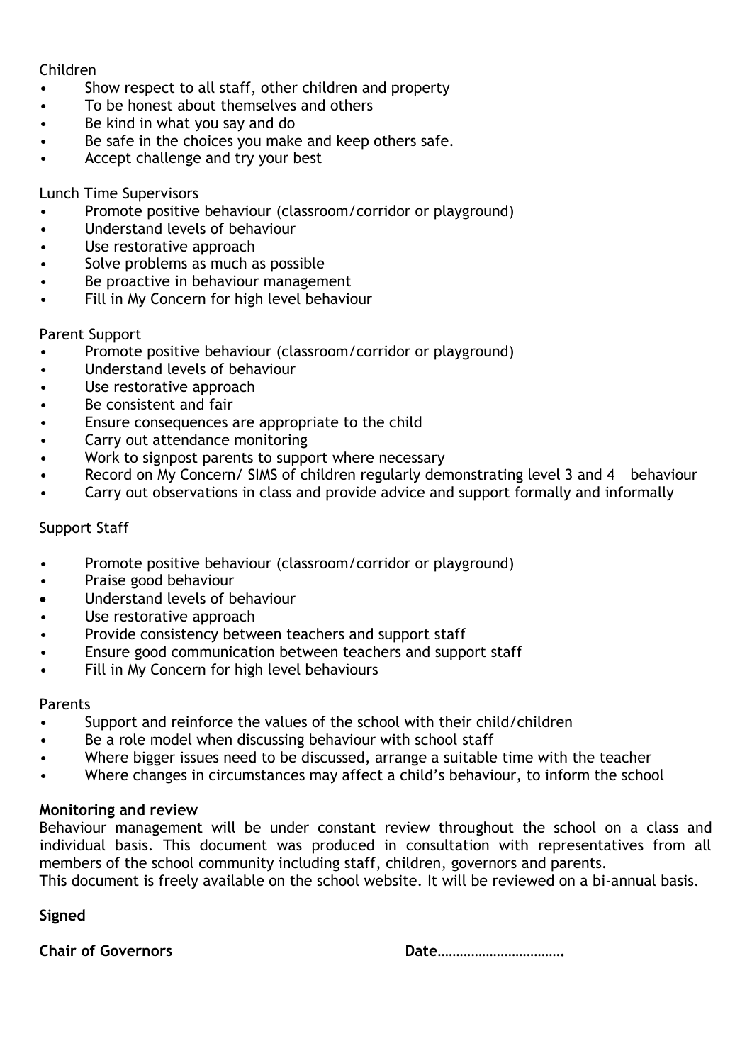Children

- Show respect to all staff, other children and property
- To be honest about themselves and others
- Be kind in what you say and do
- Be safe in the choices you make and keep others safe.
- Accept challenge and try your best

Lunch Time Supervisors

- Promote positive behaviour (classroom/corridor or playground)
- Understand levels of behaviour
- Use restorative approach
- Solve problems as much as possible
- Be proactive in behaviour management
- Fill in My Concern for high level behaviour

Parent Support

- Promote positive behaviour (classroom/corridor or playground)
- Understand levels of behaviour
- Use restorative approach
- Be consistent and fair
- Ensure consequences are appropriate to the child
- Carry out attendance monitoring
- Work to signpost parents to support where necessary
- Record on My Concern/ SIMS of children regularly demonstrating level 3 and 4 behaviour
- Carry out observations in class and provide advice and support formally and informally

Support Staff

- Promote positive behaviour (classroom/corridor or playground)
- Praise good behaviour
- Understand levels of behaviour
- Use restorative approach
- Provide consistency between teachers and support staff
- Ensure good communication between teachers and support staff
- Fill in My Concern for high level behaviours

Parents

- Support and reinforce the values of the school with their child/children
- Be a role model when discussing behaviour with school staff
- Where bigger issues need to be discussed, arrange a suitable time with the teacher
- Where changes in circumstances may affect a child's behaviour, to inform the school

**Monitoring and review**

Behaviour management will be under constant review throughout the school on a class and individual basis. This document was produced in consultation with representatives from all members of the school community including staff, children, governors and parents.
This document is freely available on the school website. It will be reviewed on a bi-annual basis.

**Signed**

**Chair of Governors** **Date…………………………….**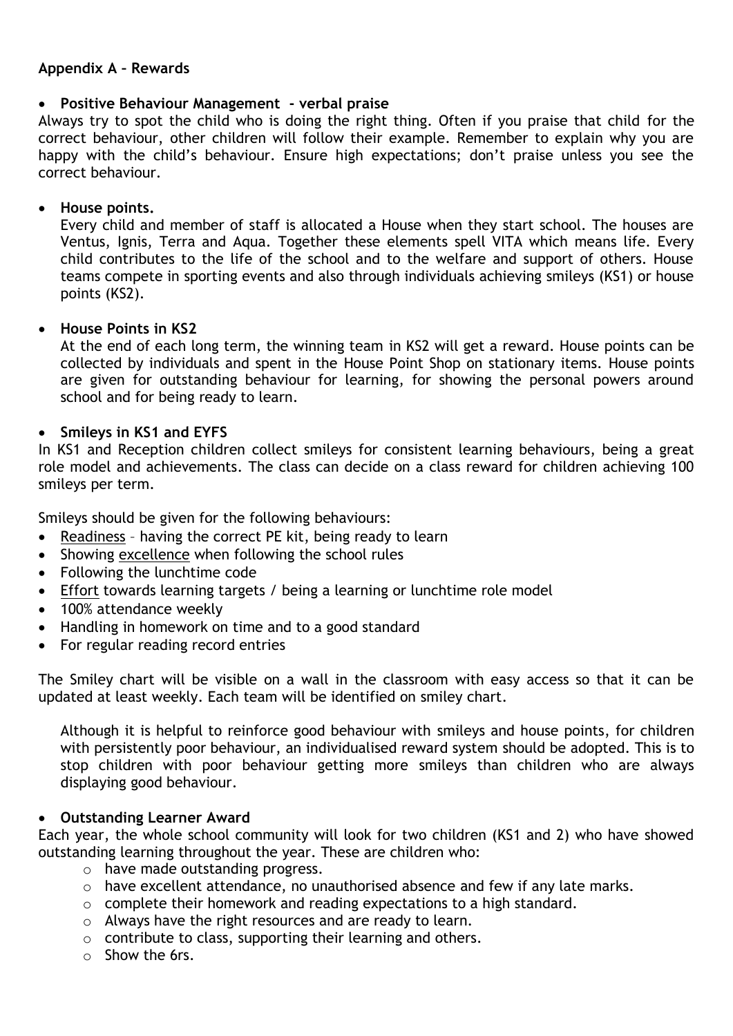**Appendix A – Rewards**

- **Positive Behaviour Management - verbal praise**

Always try to spot the child who is doing the right thing. Often if you praise that child for the correct behaviour, other children will follow their example. Remember to explain why you are happy with the child's behaviour. Ensure high expectations; don't praise unless you see the correct behaviour.

- **House points.**

  Every child and member of staff is allocated a House when they start school. The houses are Ventus, Ignis, Terra and Aqua. Together these elements spell VITA which means life. Every child contributes to the life of the school and to the welfare and support of others. House teams compete in sporting events and also through individuals achieving smileys (KS1) or house points (KS2).

- **House Points in KS2**

  At the end of each long term, the winning team in KS2 will get a reward. House points can be collected by individuals and spent in the House Point Shop on stationary items. House points are given for outstanding behaviour for learning, for showing the personal powers around school and for being ready to learn.

- **Smileys in KS1 and EYFS**

In KS1 and Reception children collect smileys for consistent learning behaviours, being a great role model and achievements. The class can decide on a class reward for children achieving 100 smileys per term.

Smileys should be given for the following behaviours:

- <u>Readiness</u> – having the correct PE kit, being ready to learn
- Showing <u>excellence</u> when following the school rules
- Following the lunchtime code
- <u>Effort</u> towards learning targets / being a learning or lunchtime role model
- 100% attendance weekly
- Handling in homework on time and to a good standard
- For regular reading record entries

The Smiley chart will be visible on a wall in the classroom with easy access so that it can be updated at least weekly. Each team will be identified on smiley chart.

Although it is helpful to reinforce good behaviour with smileys and house points, for children with persistently poor behaviour, an individualised reward system should be adopted. This is to stop children with poor behaviour getting more smileys than children who are always displaying good behaviour.

- **Outstanding Learner Award**

Each year, the whole school community will look for two children (KS1 and 2) who have showed outstanding learning throughout the year. These are children who:

  - have made outstanding progress.
  - have excellent attendance, no unauthorised absence and few if any late marks.
  - complete their homework and reading expectations to a high standard.
  - Always have the right resources and are ready to learn.
  - contribute to class, supporting their learning and others.
  - Show the 6rs.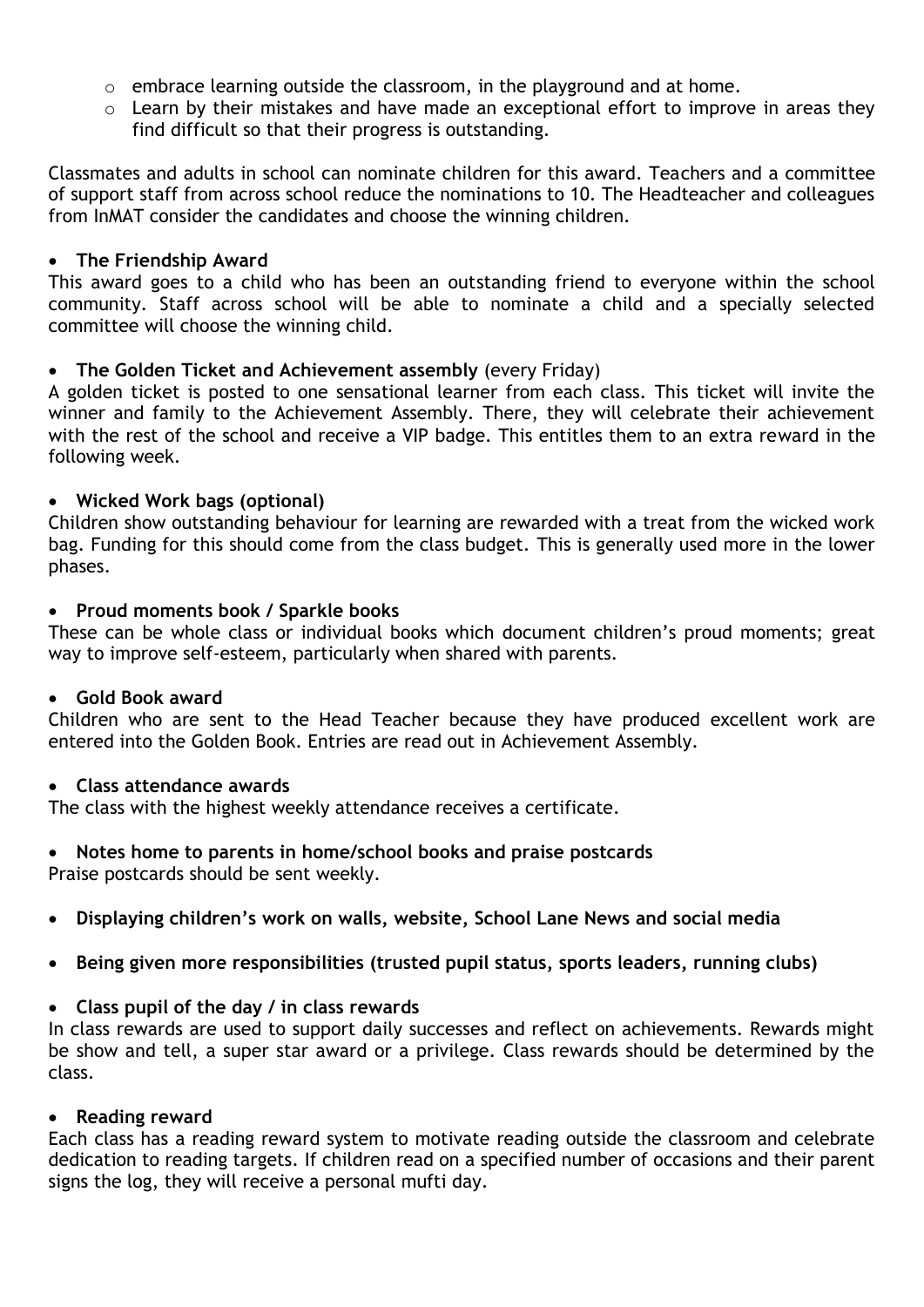- embrace learning outside the classroom, in the playground and at home.
  - Learn by their mistakes and have made an exceptional effort to improve in areas they find difficult so that their progress is outstanding.

Classmates and adults in school can nominate children for this award. Teachers and a committee of support staff from across school reduce the nominations to 10. The Headteacher and colleagues from InMAT consider the candidates and choose the winning children.

- **The Friendship Award**

This award goes to a child who has been an outstanding friend to everyone within the school community. Staff across school will be able to nominate a child and a specially selected committee will choose the winning child.

- **The Golden Ticket and Achievement assembly** (every Friday)

A golden ticket is posted to one sensational learner from each class. This ticket will invite the winner and family to the Achievement Assembly. There, they will celebrate their achievement with the rest of the school and receive a VIP badge. This entitles them to an extra reward in the following week.

- **Wicked Work bags (optional)**

Children show outstanding behaviour for learning are rewarded with a treat from the wicked work bag. Funding for this should come from the class budget. This is generally used more in the lower phases.

- **Proud moments book / Sparkle books**

These can be whole class or individual books which document children's proud moments; great way to improve self-esteem, particularly when shared with parents.

- **Gold Book award**

Children who are sent to the Head Teacher because they have produced excellent work are entered into the Golden Book. Entries are read out in Achievement Assembly.

- **Class attendance awards**

The class with the highest weekly attendance receives a certificate.

- **Notes home to parents in home/school books and praise postcards**

Praise postcards should be sent weekly.

- **Displaying children's work on walls, website, School Lane News and social media**

- **Being given more responsibilities (trusted pupil status, sports leaders, running clubs)**

- **Class pupil of the day / in class rewards**

In class rewards are used to support daily successes and reflect on achievements. Rewards might be show and tell, a super star award or a privilege. Class rewards should be determined by the class.

- **Reading reward**

Each class has a reading reward system to motivate reading outside the classroom and celebrate dedication to reading targets. If children read on a specified number of occasions and their parent signs the log, they will receive a personal mufti day.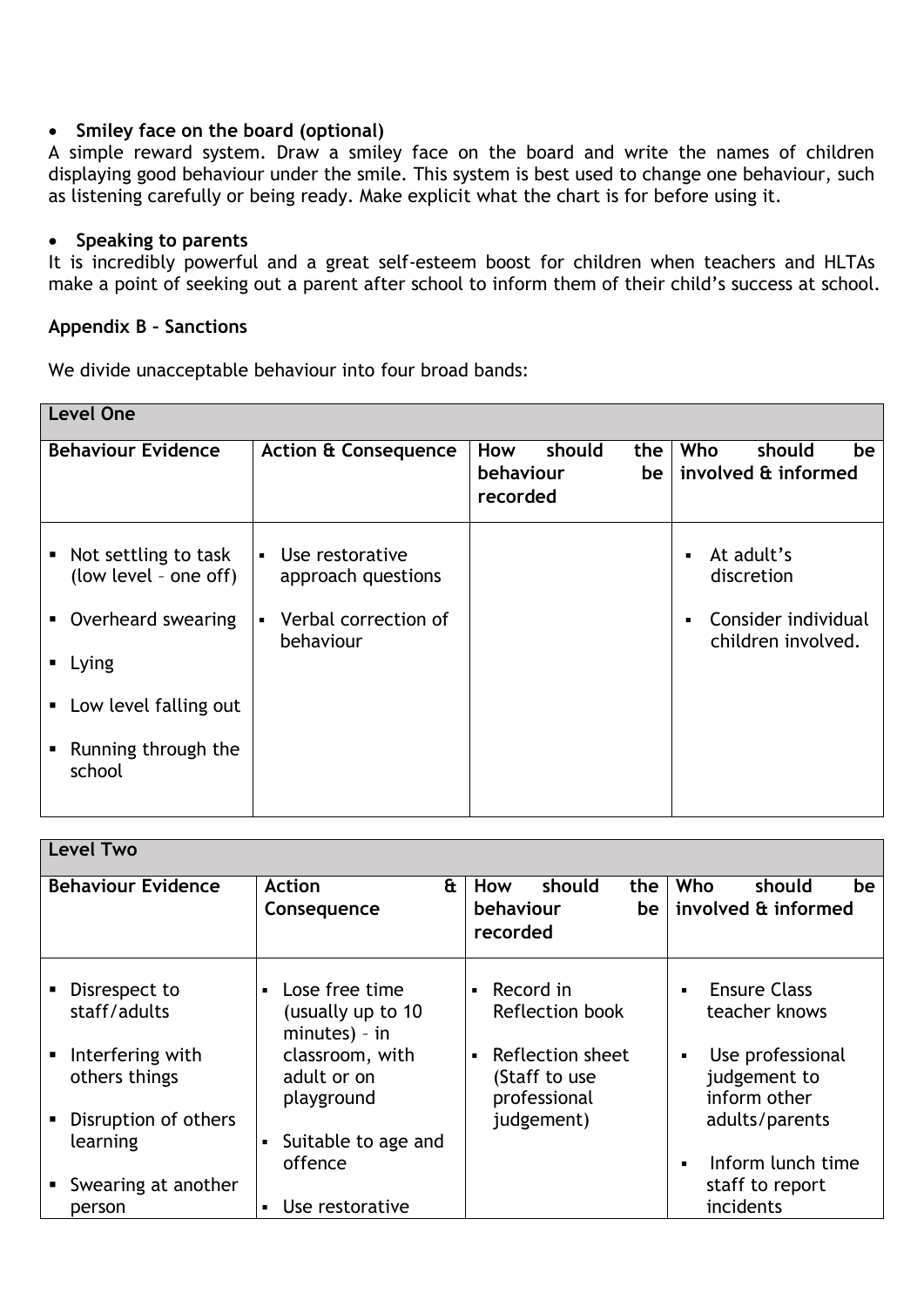- **Smiley face on the board (optional)**

A simple reward system. Draw a smiley face on the board and write the names of children displaying good behaviour under the smile. This system is best used to change one behaviour, such as listening carefully or being ready. Make explicit what the chart is for before using it.

- **Speaking to parents**

It is incredibly powerful and a great self-esteem boost for children when teachers and HLTAs make a point of seeking out a parent after school to inform them of their child's success at school.

**Appendix B – Sanctions**

We divide unacceptable behaviour into four broad bands:

| **Level One** | | | |
|---|---|---|---|
| **Behaviour Evidence** | **Action & Consequence** | **How should the behaviour be recorded** | **Who should be involved & informed** |
| ▪ Not settling to task (low level – one off)<br>▪ Overheard swearing<br>▪ Lying<br>▪ Low level falling out<br>▪ Running through the school | ▪ Use restorative approach questions<br>▪ Verbal correction of behaviour | | ▪ At adult's discretion<br>▪ Consider individual children involved. |

| **Level Two** | | | |
|---|---|---|---|
| **Behaviour Evidence** | **Action & Consequence** | **How should the behaviour be recorded** | **Who should be involved & informed** |
| ▪ Disrespect to staff/adults<br>▪ Interfering with others things<br>▪ Disruption of others learning<br>▪ Swearing at another person | ▪ Lose free time (usually up to 10 minutes) – in classroom, with adult or on playground<br>▪ Suitable to age and offence<br>▪ Use restorative | ▪ Record in Reflection book<br>▪ Reflection sheet (Staff to use professional judgement) | ▪ Ensure Class teacher knows<br>▪ Use professional judgement to inform other adults/parents<br>▪ Inform lunch time staff to report incidents |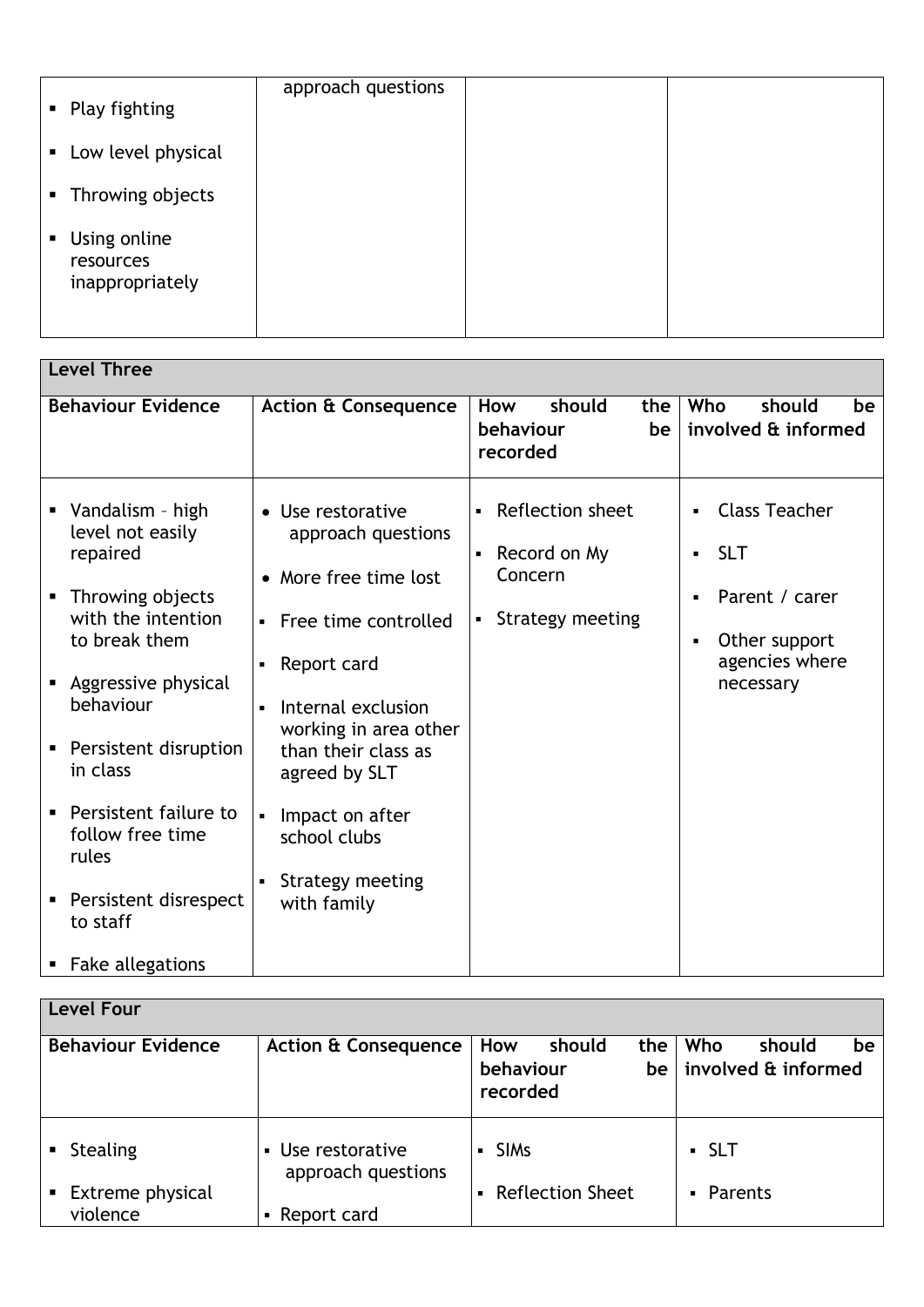| | | | |
|---|---|---|---|
| ▪ Play fighting<br>▪ Low level physical<br>▪ Throwing objects<br>▪ Using online resources inappropriately | approach questions | | |

| Level Three | | | |
|---|---|---|---|
| **Behaviour Evidence** | **Action & Consequence** | **How should the behaviour be recorded** | **Who should be involved & informed** |
| ▪ Vandalism – high level not easily repaired<br>▪ Throwing objects with the intention to break them<br>▪ Aggressive physical behaviour<br>▪ Persistent disruption in class<br>▪ Persistent failure to follow free time rules<br>▪ Persistent disrespect to staff<br>▪ Fake allegations | • Use restorative approach questions<br>• More free time lost<br>▪ Free time controlled<br>▪ Report card<br>▪ Internal exclusion working in area other than their class as agreed by SLT<br>▪ Impact on after school clubs<br>▪ Strategy meeting with family | ▪ Reflection sheet<br>▪ Record on My Concern<br>▪ Strategy meeting | ▪ Class Teacher<br>▪ SLT<br>▪ Parent / carer<br>▪ Other support agencies where necessary |

| Level Four | | | |
|---|---|---|---|
| **Behaviour Evidence** | **Action & Consequence** | **How should the behaviour be recorded** | **Who should be involved & informed** |
| ▪ Stealing<br>▪ Extreme physical violence | ▪ Use restorative approach questions<br>▪ Report card | ▪ SIMs<br>▪ Reflection Sheet | ▪ SLT<br>▪ Parents |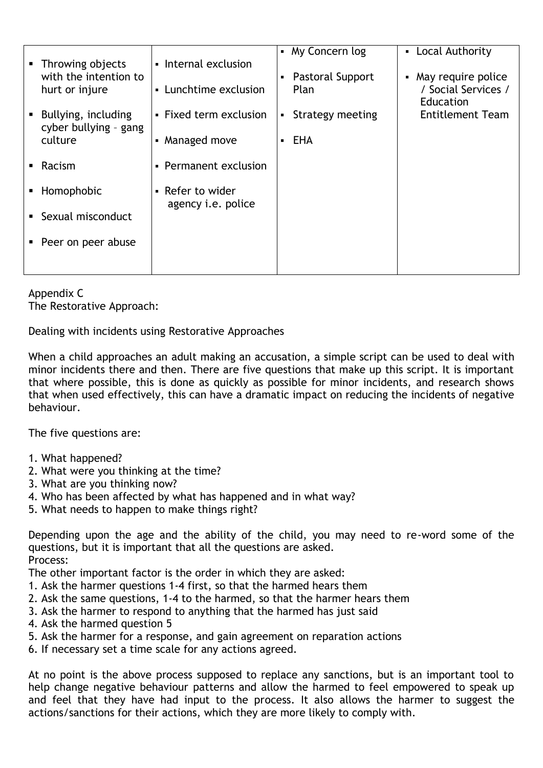| | | | |
|---|---|---|---|
| ▪ Throwing objects with the intention to hurt or injure<br>▪ Bullying, including cyber bullying – gang culture<br>▪ Racism<br>▪ Homophobic<br>▪ Sexual misconduct<br>▪ Peer on peer abuse | ▪ Internal exclusion<br>▪ Lunchtime exclusion<br>▪ Fixed term exclusion<br>▪ Managed move<br>▪ Permanent exclusion<br>▪ Refer to wider agency i.e. police | ▪ My Concern log<br>▪ Pastoral Support Plan<br>▪ Strategy meeting<br>▪ EHA | ▪ Local Authority<br>▪ May require police / Social Services / Education Entitlement Team |

Appendix C
The Restorative Approach:

Dealing with incidents using Restorative Approaches

When a child approaches an adult making an accusation, a simple script can be used to deal with minor incidents there and then. There are five questions that make up this script. It is important that where possible, this is done as quickly as possible for minor incidents, and research shows that when used effectively, this can have a dramatic impact on reducing the incidents of negative behaviour.

The five questions are:

1. What happened?
2. What were you thinking at the time?
3. What are you thinking now?
4. Who has been affected by what has happened and in what way?
5. What needs to happen to make things right?

Depending upon the age and the ability of the child, you may need to re-word some of the questions, but it is important that all the questions are asked.
Process:
The other important factor is the order in which they are asked:

1. Ask the harmer questions 1-4 first, so that the harmed hears them
2. Ask the same questions, 1-4 to the harmed, so that the harmer hears them
3. Ask the harmer to respond to anything that the harmed has just said
4. Ask the harmed question 5
5. Ask the harmer for a response, and gain agreement on reparation actions
6. If necessary set a time scale for any actions agreed.

At no point is the above process supposed to replace any sanctions, but is an important tool to help change negative behaviour patterns and allow the harmed to feel empowered to speak up and feel that they have had input to the process. It also allows the harmer to suggest the actions/sanctions for their actions, which they are more likely to comply with.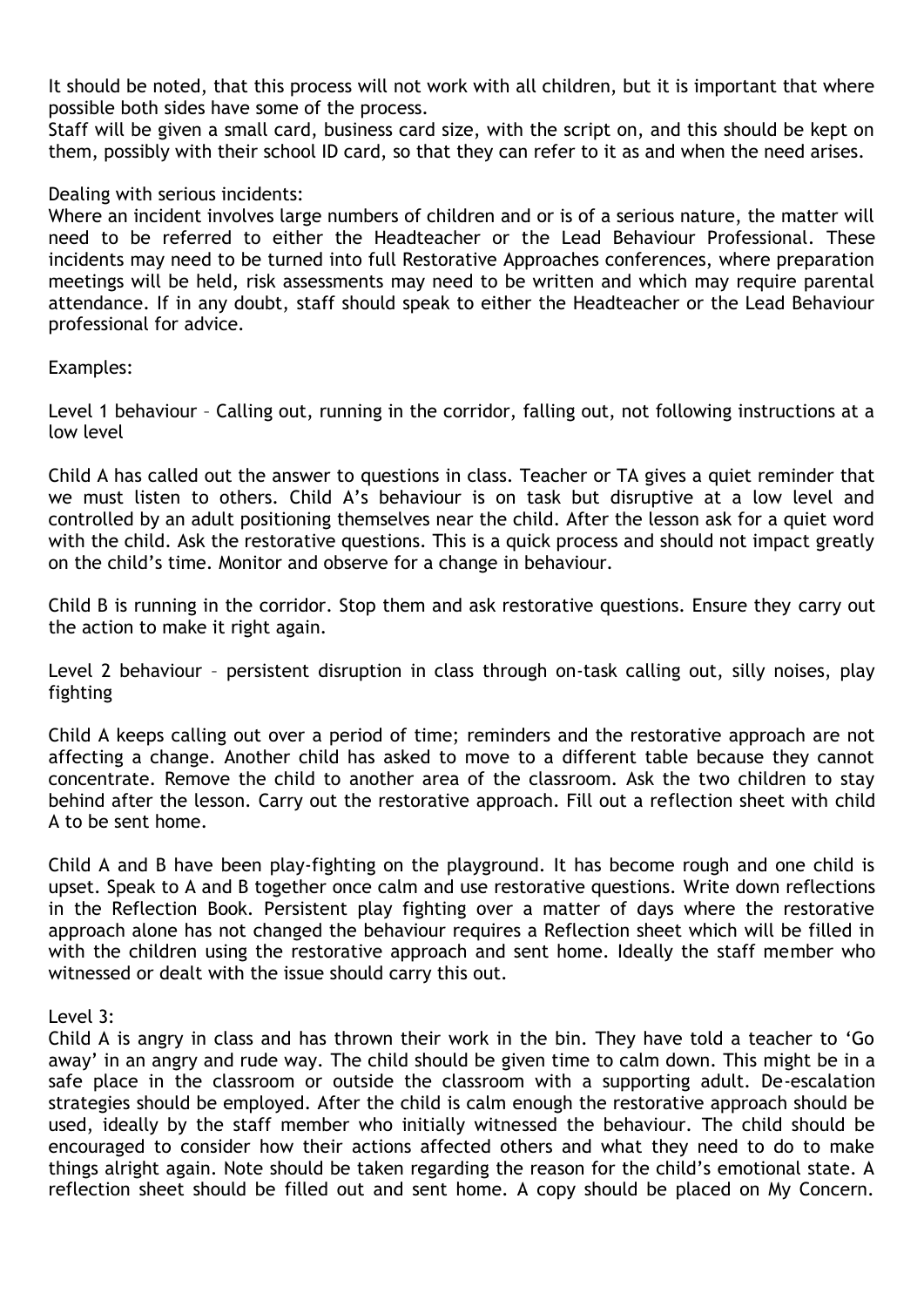It should be noted, that this process will not work with all children, but it is important that where possible both sides have some of the process.
Staff will be given a small card, business card size, with the script on, and this should be kept on them, possibly with their school ID card, so that they can refer to it as and when the need arises.

Dealing with serious incidents:
Where an incident involves large numbers of children and or is of a serious nature, the matter will need to be referred to either the Headteacher or the Lead Behaviour Professional. These incidents may need to be turned into full Restorative Approaches conferences, where preparation meetings will be held, risk assessments may need to be written and which may require parental attendance. If in any doubt, staff should speak to either the Headteacher or the Lead Behaviour professional for advice.

Examples:

Level 1 behaviour – Calling out, running in the corridor, falling out, not following instructions at a low level

Child A has called out the answer to questions in class. Teacher or TA gives a quiet reminder that we must listen to others. Child A's behaviour is on task but disruptive at a low level and controlled by an adult positioning themselves near the child. After the lesson ask for a quiet word with the child. Ask the restorative questions. This is a quick process and should not impact greatly on the child's time. Monitor and observe for a change in behaviour.

Child B is running in the corridor. Stop them and ask restorative questions. Ensure they carry out the action to make it right again.

Level 2 behaviour – persistent disruption in class through on-task calling out, silly noises, play fighting

Child A keeps calling out over a period of time; reminders and the restorative approach are not affecting a change. Another child has asked to move to a different table because they cannot concentrate. Remove the child to another area of the classroom. Ask the two children to stay behind after the lesson. Carry out the restorative approach. Fill out a reflection sheet with child A to be sent home.

Child A and B have been play-fighting on the playground. It has become rough and one child is upset. Speak to A and B together once calm and use restorative questions. Write down reflections in the Reflection Book. Persistent play fighting over a matter of days where the restorative approach alone has not changed the behaviour requires a Reflection sheet which will be filled in with the children using the restorative approach and sent home. Ideally the staff member who witnessed or dealt with the issue should carry this out.

Level 3:
Child A is angry in class and has thrown their work in the bin. They have told a teacher to 'Go away' in an angry and rude way. The child should be given time to calm down. This might be in a safe place in the classroom or outside the classroom with a supporting adult. De-escalation strategies should be employed. After the child is calm enough the restorative approach should be used, ideally by the staff member who initially witnessed the behaviour. The child should be encouraged to consider how their actions affected others and what they need to do to make things alright again. Note should be taken regarding the reason for the child's emotional state. A reflection sheet should be filled out and sent home. A copy should be placed on My Concern.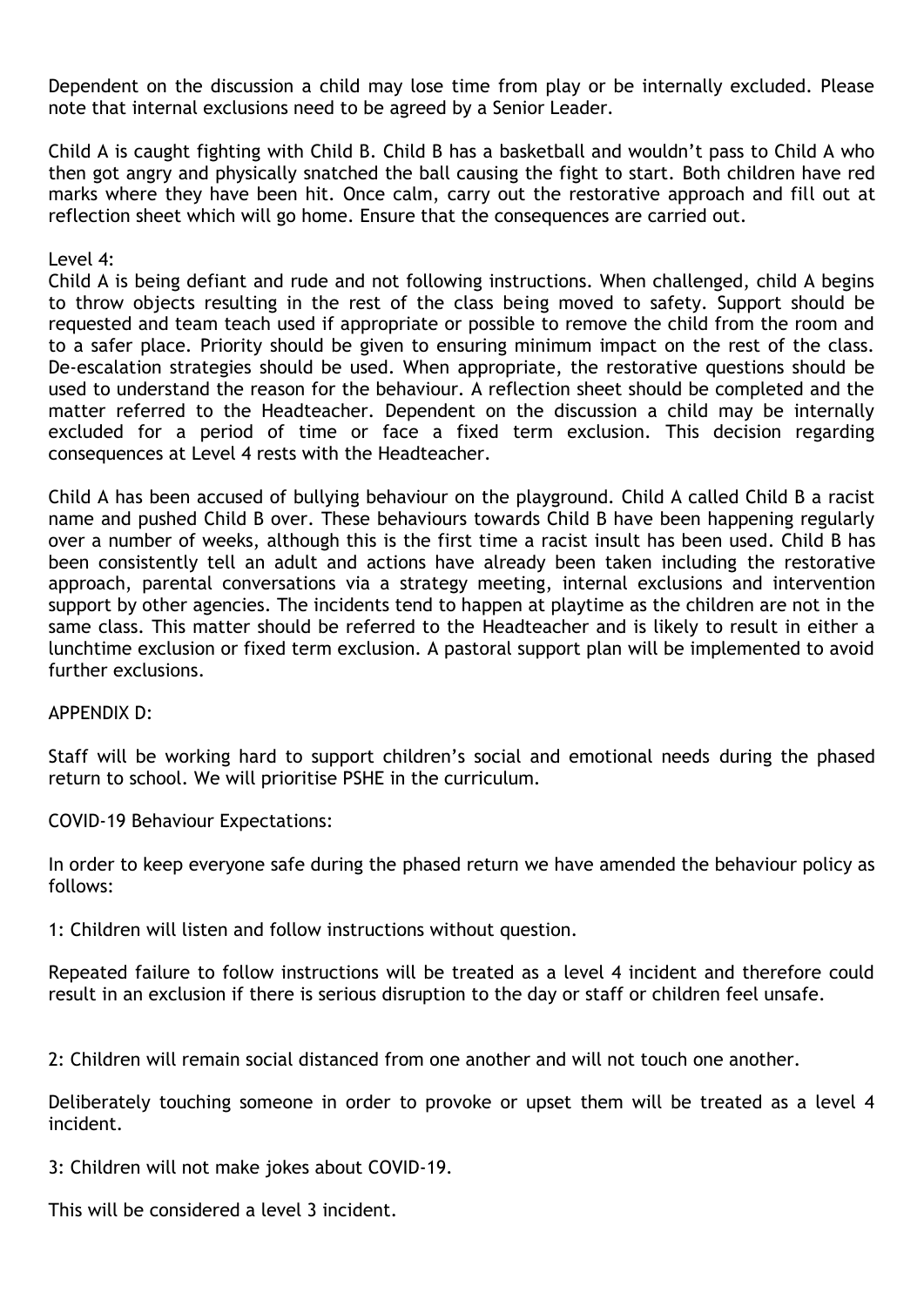Dependent on the discussion a child may lose time from play or be internally excluded. Please note that internal exclusions need to be agreed by a Senior Leader.

Child A is caught fighting with Child B. Child B has a basketball and wouldn't pass to Child A who then got angry and physically snatched the ball causing the fight to start. Both children have red marks where they have been hit. Once calm, carry out the restorative approach and fill out at reflection sheet which will go home. Ensure that the consequences are carried out.

Level 4:

Child A is being defiant and rude and not following instructions. When challenged, child A begins to throw objects resulting in the rest of the class being moved to safety. Support should be requested and team teach used if appropriate or possible to remove the child from the room and to a safer place. Priority should be given to ensuring minimum impact on the rest of the class. De-escalation strategies should be used. When appropriate, the restorative questions should be used to understand the reason for the behaviour. A reflection sheet should be completed and the matter referred to the Headteacher. Dependent on the discussion a child may be internally excluded for a period of time or face a fixed term exclusion. This decision regarding consequences at Level 4 rests with the Headteacher.

Child A has been accused of bullying behaviour on the playground. Child A called Child B a racist name and pushed Child B over. These behaviours towards Child B have been happening regularly over a number of weeks, although this is the first time a racist insult has been used. Child B has been consistently tell an adult and actions have already been taken including the restorative approach, parental conversations via a strategy meeting, internal exclusions and intervention support by other agencies. The incidents tend to happen at playtime as the children are not in the same class. This matter should be referred to the Headteacher and is likely to result in either a lunchtime exclusion or fixed term exclusion. A pastoral support plan will be implemented to avoid further exclusions.

APPENDIX D:

Staff will be working hard to support children's social and emotional needs during the phased return to school. We will prioritise PSHE in the curriculum.

COVID-19 Behaviour Expectations:

In order to keep everyone safe during the phased return we have amended the behaviour policy as follows:

1: Children will listen and follow instructions without question.

Repeated failure to follow instructions will be treated as a level 4 incident and therefore could result in an exclusion if there is serious disruption to the day or staff or children feel unsafe.

2: Children will remain social distanced from one another and will not touch one another.

Deliberately touching someone in order to provoke or upset them will be treated as a level 4 incident.

3: Children will not make jokes about COVID-19.

This will be considered a level 3 incident.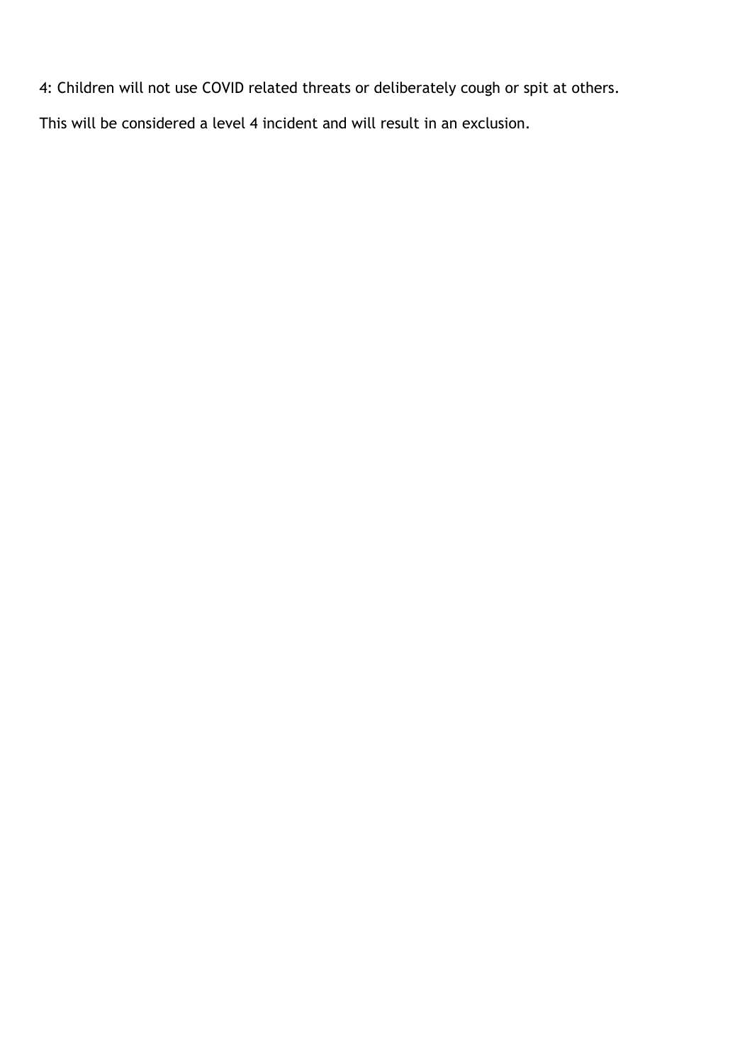4: Children will not use COVID related threats or deliberately cough or spit at others.

This will be considered a level 4 incident and will result in an exclusion.